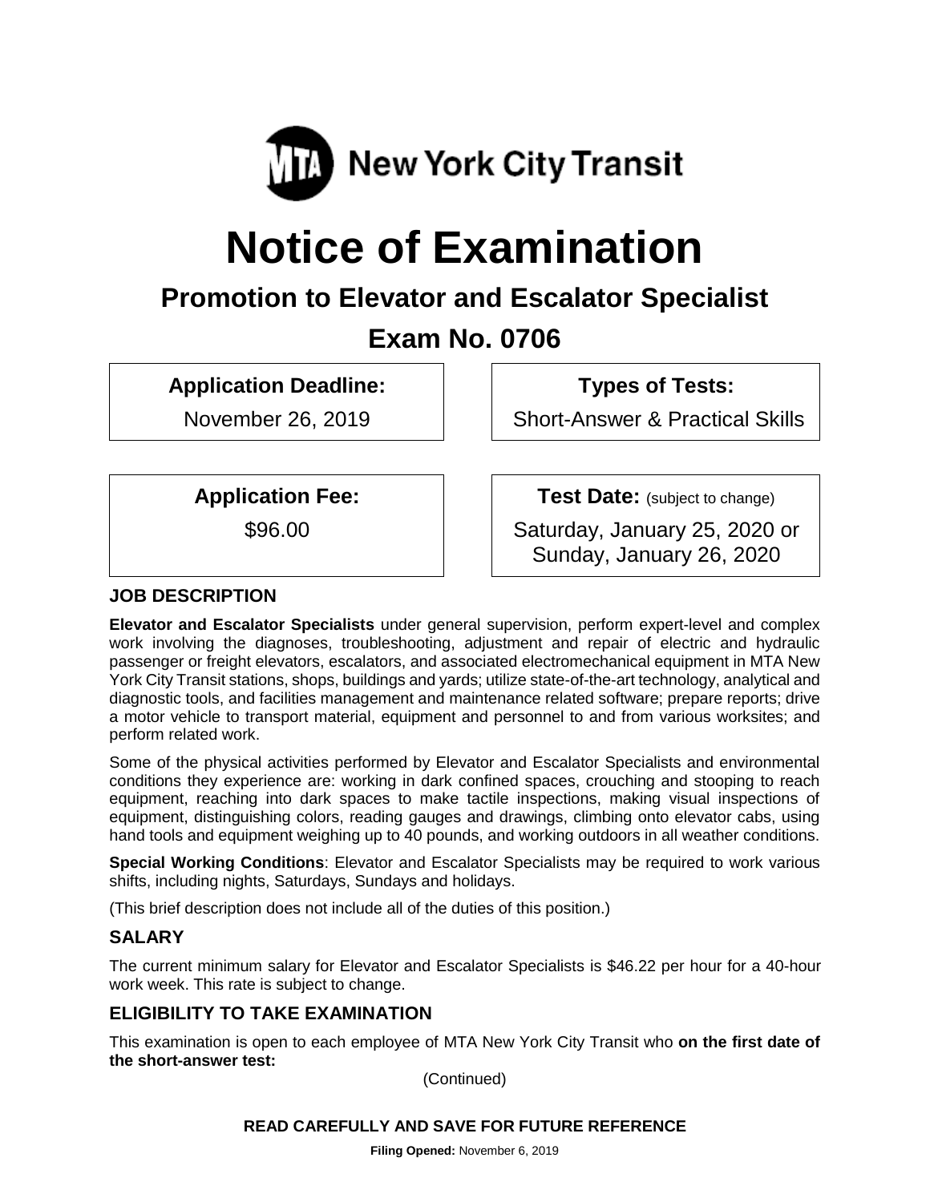MTA New York City Transit

# Notice of Examination

## Promotion to Elevator and Escalator Specialist

## Exam No. 0706

**Application Deadline:**
November 26, 2019

**Types of Tests:**
Short-Answer & Practical Skills

**Application Fee:**
$96.00

**Test Date:** (subject to change)
Saturday, January 25, 2020 or Sunday, January 26, 2020

### JOB DESCRIPTION

**Elevator and Escalator Specialists** under general supervision, perform expert-level and complex work involving the diagnoses, troubleshooting, adjustment and repair of electric and hydraulic passenger or freight elevators, escalators, and associated electromechanical equipment in MTA New York City Transit stations, shops, buildings and yards; utilize state-of-the-art technology, analytical and diagnostic tools, and facilities management and maintenance related software; prepare reports; drive a motor vehicle to transport material, equipment and personnel to and from various worksites; and perform related work.

Some of the physical activities performed by Elevator and Escalator Specialists and environmental conditions they experience are: working in dark confined spaces, crouching and stooping to reach equipment, reaching into dark spaces to make tactile inspections, making visual inspections of equipment, distinguishing colors, reading gauges and drawings, climbing onto elevator cabs, using hand tools and equipment weighing up to 40 pounds, and working outdoors in all weather conditions.

**Special Working Conditions**: Elevator and Escalator Specialists may be required to work various shifts, including nights, Saturdays, Sundays and holidays.

(This brief description does not include all of the duties of this position.)

### SALARY

The current minimum salary for Elevator and Escalator Specialists is $46.22 per hour for a 40-hour work week. This rate is subject to change.

### ELIGIBILITY TO TAKE EXAMINATION

This examination is open to each employee of MTA New York City Transit who **on the first date of the short-answer test:**

(Continued)

**READ CAREFULLY AND SAVE FOR FUTURE REFERENCE**

**Filing Opened:** November 6, 2019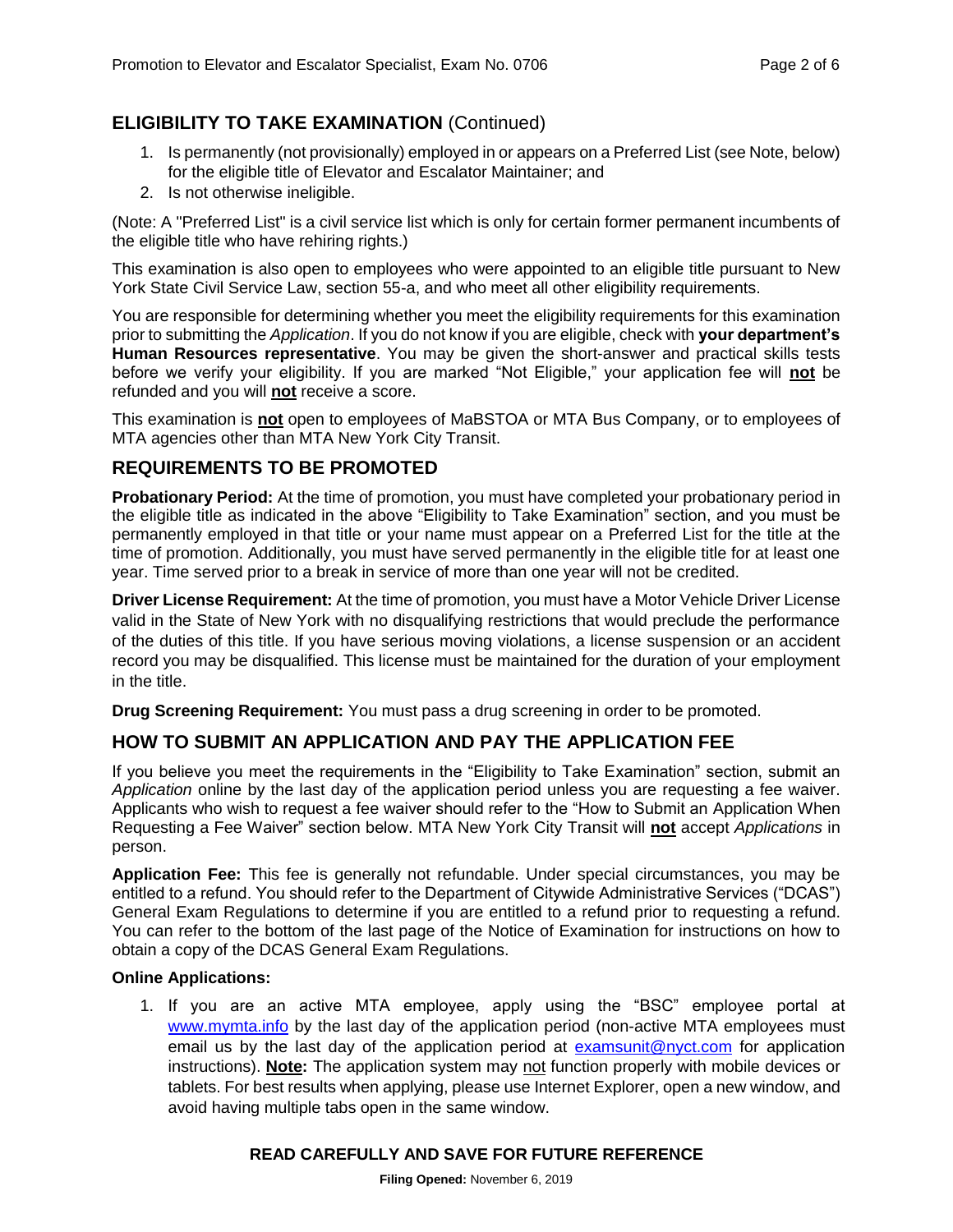## ELIGIBILITY TO TAKE EXAMINATION (Continued)

1. Is permanently (not provisionally) employed in or appears on a Preferred List (see Note, below) for the eligible title of Elevator and Escalator Maintainer; and
2. Is not otherwise ineligible.

(Note: A "Preferred List" is a civil service list which is only for certain former permanent incumbents of the eligible title who have rehiring rights.)

This examination is also open to employees who were appointed to an eligible title pursuant to New York State Civil Service Law, section 55-a, and who meet all other eligibility requirements.

You are responsible for determining whether you meet the eligibility requirements for this examination prior to submitting the *Application*. If you do not know if you are eligible, check with **your department's Human Resources representative**. You may be given the short-answer and practical skills tests before we verify your eligibility. If you are marked "Not Eligible," your application fee will **not** be refunded and you will **not** receive a score.

This examination is **not** open to employees of MaBSTOA or MTA Bus Company, or to employees of MTA agencies other than MTA New York City Transit.

## REQUIREMENTS TO BE PROMOTED

**Probationary Period:** At the time of promotion, you must have completed your probationary period in the eligible title as indicated in the above "Eligibility to Take Examination" section, and you must be permanently employed in that title or your name must appear on a Preferred List for the title at the time of promotion. Additionally, you must have served permanently in the eligible title for at least one year. Time served prior to a break in service of more than one year will not be credited.

**Driver License Requirement:** At the time of promotion, you must have a Motor Vehicle Driver License valid in the State of New York with no disqualifying restrictions that would preclude the performance of the duties of this title. If you have serious moving violations, a license suspension or an accident record you may be disqualified. This license must be maintained for the duration of your employment in the title.

**Drug Screening Requirement:** You must pass a drug screening in order to be promoted.

## HOW TO SUBMIT AN APPLICATION AND PAY THE APPLICATION FEE

If you believe you meet the requirements in the "Eligibility to Take Examination" section, submit an *Application* online by the last day of the application period unless you are requesting a fee waiver. Applicants who wish to request a fee waiver should refer to the "How to Submit an Application When Requesting a Fee Waiver" section below. MTA New York City Transit will **not** accept *Applications* in person.

**Application Fee:** This fee is generally not refundable. Under special circumstances, you may be entitled to a refund. You should refer to the Department of Citywide Administrative Services ("DCAS") General Exam Regulations to determine if you are entitled to a refund prior to requesting a refund. You can refer to the bottom of the last page of the Notice of Examination for instructions on how to obtain a copy of the DCAS General Exam Regulations.

**Online Applications:**

1. If you are an active MTA employee, apply using the "BSC" employee portal at www.mymta.info by the last day of the application period (non-active MTA employees must email us by the last day of the application period at examsunit@nyct.com for application instructions). **Note:** The application system may not function properly with mobile devices or tablets. For best results when applying, please use Internet Explorer, open a new window, and avoid having multiple tabs open in the same window.

**READ CAREFULLY AND SAVE FOR FUTURE REFERENCE**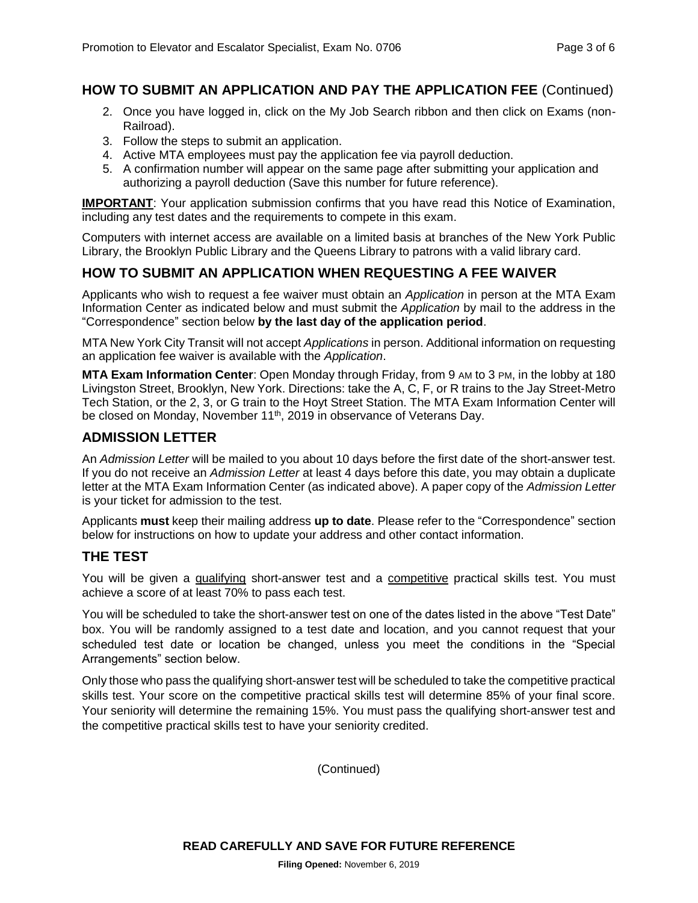## HOW TO SUBMIT AN APPLICATION AND PAY THE APPLICATION FEE (Continued)

2. Once you have logged in, click on the My Job Search ribbon and then click on Exams (non-Railroad).
3. Follow the steps to submit an application.
4. Active MTA employees must pay the application fee via payroll deduction.
5. A confirmation number will appear on the same page after submitting your application and authorizing a payroll deduction (Save this number for future reference).

**IMPORTANT**: Your application submission confirms that you have read this Notice of Examination, including any test dates and the requirements to compete in this exam.

Computers with internet access are available on a limited basis at branches of the New York Public Library, the Brooklyn Public Library and the Queens Library to patrons with a valid library card.

## HOW TO SUBMIT AN APPLICATION WHEN REQUESTING A FEE WAIVER

Applicants who wish to request a fee waiver must obtain an *Application* in person at the MTA Exam Information Center as indicated below and must submit the *Application* by mail to the address in the "Correspondence" section below **by the last day of the application period**.

MTA New York City Transit will not accept *Applications* in person. Additional information on requesting an application fee waiver is available with the *Application*.

**MTA Exam Information Center**: Open Monday through Friday, from 9 AM to 3 PM, in the lobby at 180 Livingston Street, Brooklyn, New York. Directions: take the A, C, F, or R trains to the Jay Street-Metro Tech Station, or the 2, 3, or G train to the Hoyt Street Station. The MTA Exam Information Center will be closed on Monday, November 11th, 2019 in observance of Veterans Day.

## ADMISSION LETTER

An *Admission Letter* will be mailed to you about 10 days before the first date of the short-answer test. If you do not receive an *Admission Letter* at least 4 days before this date, you may obtain a duplicate letter at the MTA Exam Information Center (as indicated above). A paper copy of the *Admission Letter* is your ticket for admission to the test.

Applicants **must** keep their mailing address **up to date**. Please refer to the "Correspondence" section below for instructions on how to update your address and other contact information.

## THE TEST

You will be given a qualifying short-answer test and a competitive practical skills test. You must achieve a score of at least 70% to pass each test.

You will be scheduled to take the short-answer test on one of the dates listed in the above "Test Date" box. You will be randomly assigned to a test date and location, and you cannot request that your scheduled test date or location be changed, unless you meet the conditions in the "Special Arrangements" section below.

Only those who pass the qualifying short-answer test will be scheduled to take the competitive practical skills test. Your score on the competitive practical skills test will determine 85% of your final score. Your seniority will determine the remaining 15%. You must pass the qualifying short-answer test and the competitive practical skills test to have your seniority credited.

(Continued)

**READ CAREFULLY AND SAVE FOR FUTURE REFERENCE**

**Filing Opened:** November 6, 2019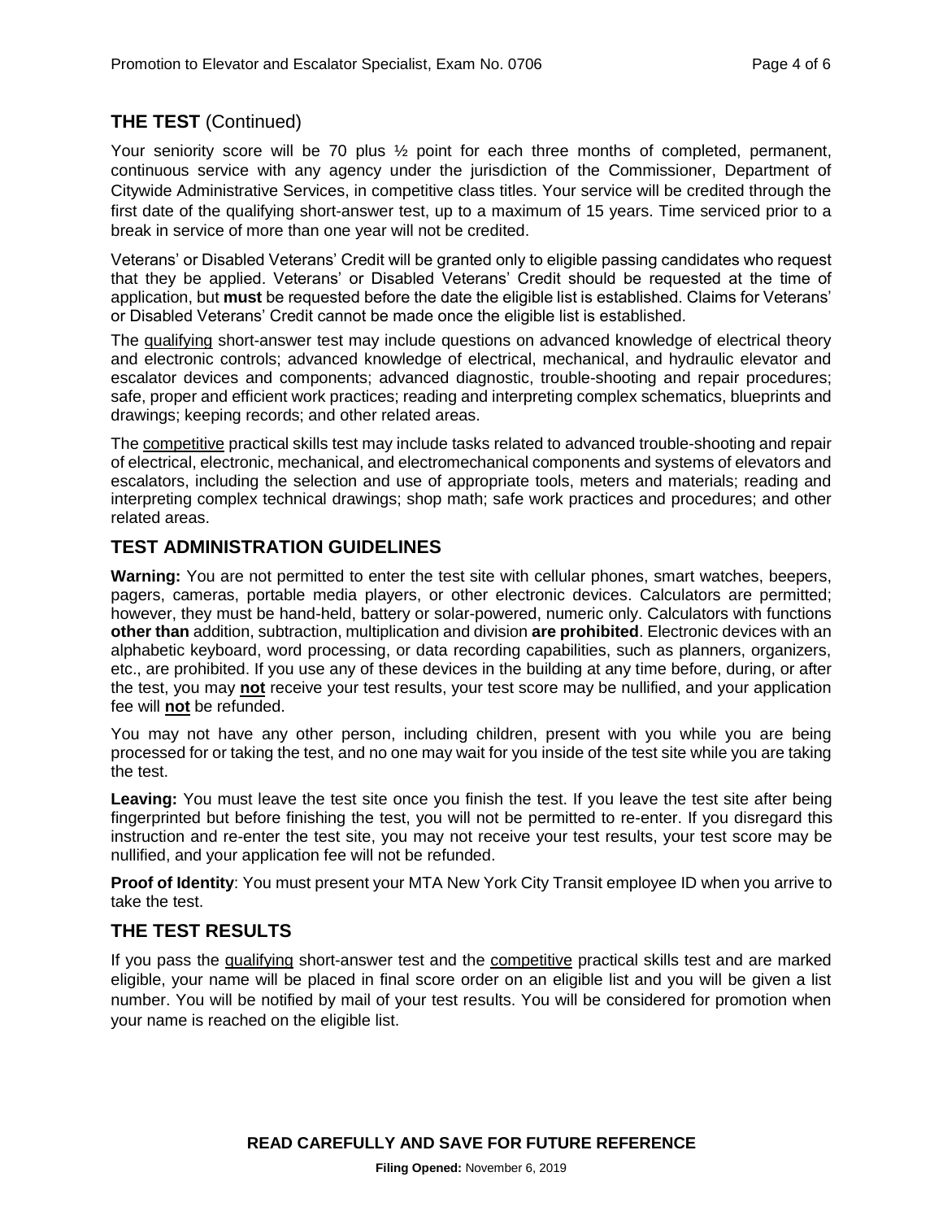## THE TEST (Continued)

Your seniority score will be 70 plus ½ point for each three months of completed, permanent, continuous service with any agency under the jurisdiction of the Commissioner, Department of Citywide Administrative Services, in competitive class titles. Your service will be credited through the first date of the qualifying short-answer test, up to a maximum of 15 years. Time serviced prior to a break in service of more than one year will not be credited.

Veterans' or Disabled Veterans' Credit will be granted only to eligible passing candidates who request that they be applied. Veterans' or Disabled Veterans' Credit should be requested at the time of application, but **must** be requested before the date the eligible list is established. Claims for Veterans' or Disabled Veterans' Credit cannot be made once the eligible list is established.

The qualifying short-answer test may include questions on advanced knowledge of electrical theory and electronic controls; advanced knowledge of electrical, mechanical, and hydraulic elevator and escalator devices and components; advanced diagnostic, trouble-shooting and repair procedures; safe, proper and efficient work practices; reading and interpreting complex schematics, blueprints and drawings; keeping records; and other related areas.

The competitive practical skills test may include tasks related to advanced trouble-shooting and repair of electrical, electronic, mechanical, and electromechanical components and systems of elevators and escalators, including the selection and use of appropriate tools, meters and materials; reading and interpreting complex technical drawings; shop math; safe work practices and procedures; and other related areas.

## TEST ADMINISTRATION GUIDELINES

**Warning:** You are not permitted to enter the test site with cellular phones, smart watches, beepers, pagers, cameras, portable media players, or other electronic devices. Calculators are permitted; however, they must be hand-held, battery or solar-powered, numeric only. Calculators with functions **other than** addition, subtraction, multiplication and division **are prohibited**. Electronic devices with an alphabetic keyboard, word processing, or data recording capabilities, such as planners, organizers, etc., are prohibited. If you use any of these devices in the building at any time before, during, or after the test, you may **not** receive your test results, your test score may be nullified, and your application fee will **not** be refunded.

You may not have any other person, including children, present with you while you are being processed for or taking the test, and no one may wait for you inside of the test site while you are taking the test.

**Leaving:** You must leave the test site once you finish the test. If you leave the test site after being fingerprinted but before finishing the test, you will not be permitted to re-enter. If you disregard this instruction and re-enter the test site, you may not receive your test results, your test score may be nullified, and your application fee will not be refunded.

**Proof of Identity**: You must present your MTA New York City Transit employee ID when you arrive to take the test.

## THE TEST RESULTS

If you pass the qualifying short-answer test and the competitive practical skills test and are marked eligible, your name will be placed in final score order on an eligible list and you will be given a list number. You will be notified by mail of your test results. You will be considered for promotion when your name is reached on the eligible list.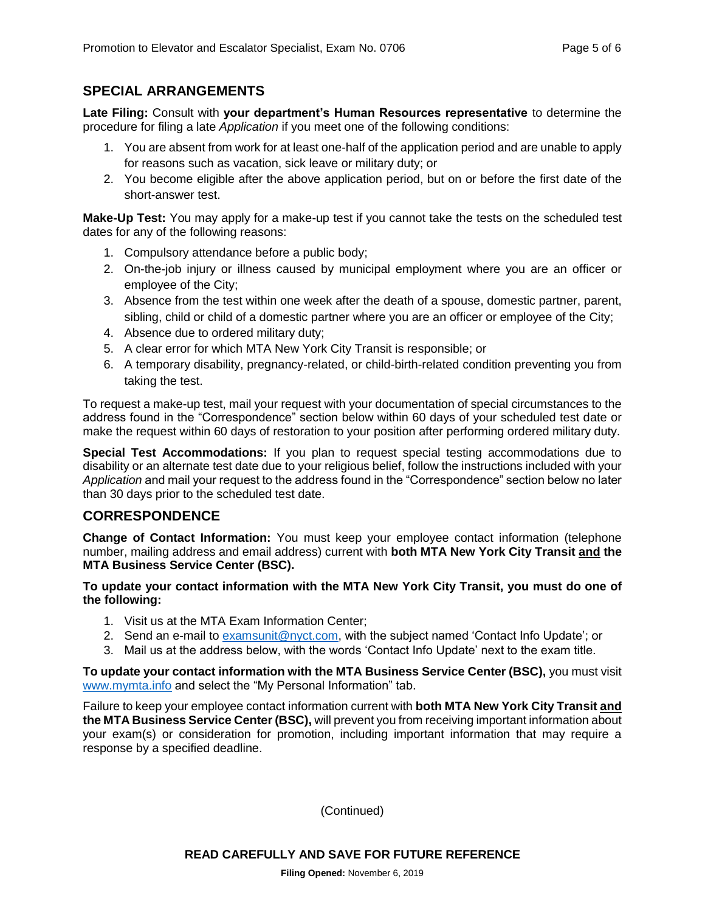## SPECIAL ARRANGEMENTS

**Late Filing:** Consult with **your department's Human Resources representative** to determine the procedure for filing a late *Application* if you meet one of the following conditions:

1. You are absent from work for at least one-half of the application period and are unable to apply for reasons such as vacation, sick leave or military duty; or
2. You become eligible after the above application period, but on or before the first date of the short-answer test.

**Make-Up Test:** You may apply for a make-up test if you cannot take the tests on the scheduled test dates for any of the following reasons:

1. Compulsory attendance before a public body;
2. On-the-job injury or illness caused by municipal employment where you are an officer or employee of the City;
3. Absence from the test within one week after the death of a spouse, domestic partner, parent, sibling, child or child of a domestic partner where you are an officer or employee of the City;
4. Absence due to ordered military duty;
5. A clear error for which MTA New York City Transit is responsible; or
6. A temporary disability, pregnancy-related, or child-birth-related condition preventing you from taking the test.

To request a make-up test, mail your request with your documentation of special circumstances to the address found in the "Correspondence" section below within 60 days of your scheduled test date or make the request within 60 days of restoration to your position after performing ordered military duty.

**Special Test Accommodations:** If you plan to request special testing accommodations due to disability or an alternate test date due to your religious belief, follow the instructions included with your *Application* and mail your request to the address found in the "Correspondence" section below no later than 30 days prior to the scheduled test date.

## CORRESPONDENCE

**Change of Contact Information:** You must keep your employee contact information (telephone number, mailing address and email address) current with **both MTA New York City Transit and the MTA Business Service Center (BSC).**

**To update your contact information with the MTA New York City Transit, you must do one of the following:**

1. Visit us at the MTA Exam Information Center;
2. Send an e-mail to examsunit@nyct.com, with the subject named 'Contact Info Update'; or
3. Mail us at the address below, with the words 'Contact Info Update' next to the exam title.

**To update your contact information with the MTA Business Service Center (BSC),** you must visit www.mymta.info and select the "My Personal Information" tab.

Failure to keep your employee contact information current with **both MTA New York City Transit and the MTA Business Service Center (BSC),** will prevent you from receiving important information about your exam(s) or consideration for promotion, including important information that may require a response by a specified deadline.

(Continued)

**READ CAREFULLY AND SAVE FOR FUTURE REFERENCE**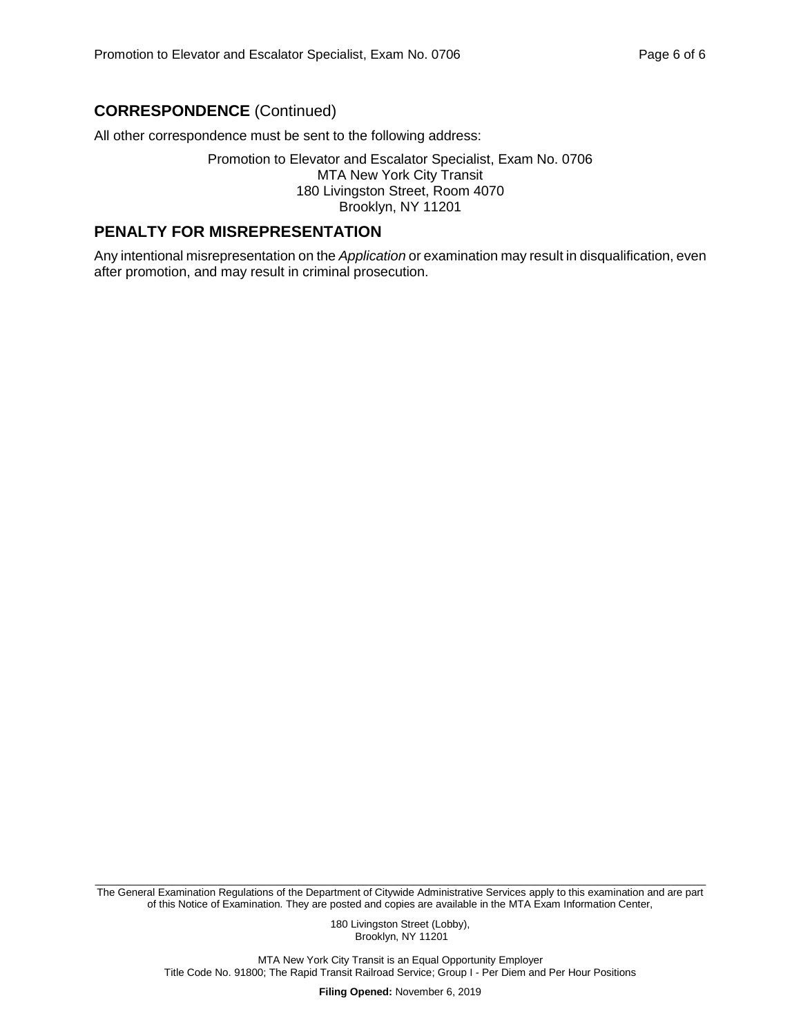## CORRESPONDENCE (Continued)

All other correspondence must be sent to the following address:

Promotion to Elevator and Escalator Specialist, Exam No. 0706
MTA New York City Transit
180 Livingston Street, Room 4070
Brooklyn, NY 11201

## PENALTY FOR MISREPRESENTATION

Any intentional misrepresentation on the *Application* or examination may result in disqualification, even after promotion, and may result in criminal prosecution.

---

The General Examination Regulations of the Department of Citywide Administrative Services apply to this examination and are part of this Notice of Examination. They are posted and copies are available in the MTA Exam Information Center,

180 Livingston Street (Lobby),
Brooklyn, NY 11201

MTA New York City Transit is an Equal Opportunity Employer
Title Code No. 91800; The Rapid Transit Railroad Service; Group I - Per Diem and Per Hour Positions

**Filing Opened:** November 6, 2019